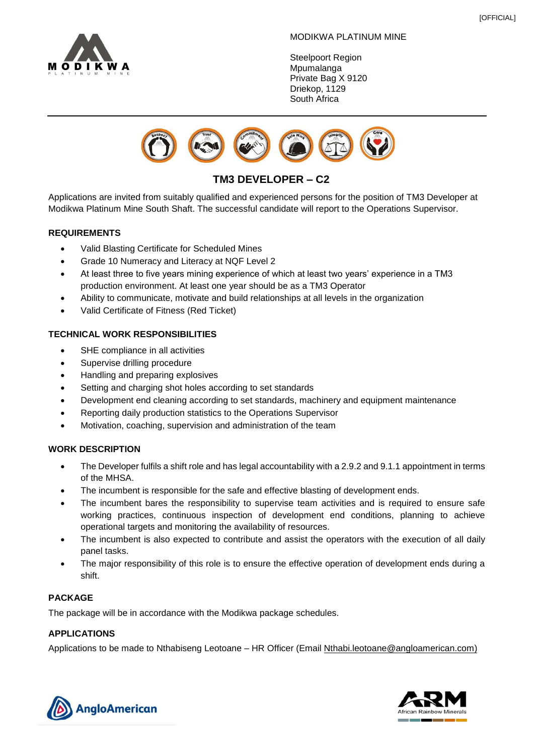[OFFICIAL]

MODIKWA PLATINUM MINE

Steelpoort Region
Mpumalanga
Private Bag X 9120
Driekop, 1129
South Africa

# TM3 DEVELOPER – C2

Applications are invited from suitably qualified and experienced persons for the position of TM3 Developer at Modikwa Platinum Mine South Shaft. The successful candidate will report to the Operations Supervisor.

## REQUIREMENTS

- Valid Blasting Certificate for Scheduled Mines
- Grade 10 Numeracy and Literacy at NQF Level 2
- At least three to five years mining experience of which at least two years' experience in a TM3 production environment. At least one year should be as a TM3 Operator
- Ability to communicate, motivate and build relationships at all levels in the organization
- Valid Certificate of Fitness (Red Ticket)

## TECHNICAL WORK RESPONSIBILITIES

- SHE compliance in all activities
- Supervise drilling procedure
- Handling and preparing explosives
- Setting and charging shot holes according to set standards
- Development end cleaning according to set standards, machinery and equipment maintenance
- Reporting daily production statistics to the Operations Supervisor
- Motivation, coaching, supervision and administration of the team

## WORK DESCRIPTION

- The Developer fulfils a shift role and has legal accountability with a 2.9.2 and 9.1.1 appointment in terms of the MHSA.
- The incumbent is responsible for the safe and effective blasting of development ends.
- The incumbent bares the responsibility to supervise team activities and is required to ensure safe working practices, continuous inspection of development end conditions, planning to achieve operational targets and monitoring the availability of resources.
- The incumbent is also expected to contribute and assist the operators with the execution of all daily panel tasks.
- The major responsibility of this role is to ensure the effective operation of development ends during a shift.

## PACKAGE

The package will be in accordance with the Modikwa package schedules.

## APPLICATIONS

Applications to be made to Nthabiseng Leotoane – HR Officer (Email Nthabi.leotoane@angloamerican.com)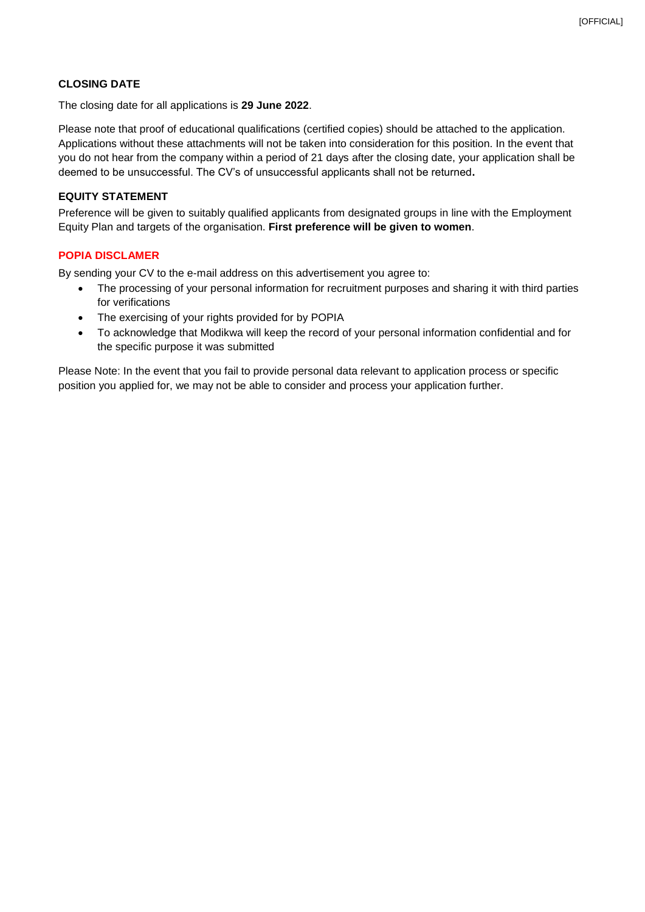### CLOSING DATE

The closing date for all applications is **29 June 2022**.

Please note that proof of educational qualifications (certified copies) should be attached to the application. Applications without these attachments will not be taken into consideration for this position. In the event that you do not hear from the company within a period of 21 days after the closing date, your application shall be deemed to be unsuccessful. The CV's of unsuccessful applicants shall not be returned**.**

### EQUITY STATEMENT

Preference will be given to suitably qualified applicants from designated groups in line with the Employment Equity Plan and targets of the organisation. **First preference will be given to women**.

### POPIA DISCLAMER

By sending your CV to the e-mail address on this advertisement you agree to:

- The processing of your personal information for recruitment purposes and sharing it with third parties for verifications
- The exercising of your rights provided for by POPIA
- To acknowledge that Modikwa will keep the record of your personal information confidential and for the specific purpose it was submitted

Please Note: In the event that you fail to provide personal data relevant to application process or specific position you applied for, we may not be able to consider and process your application further.